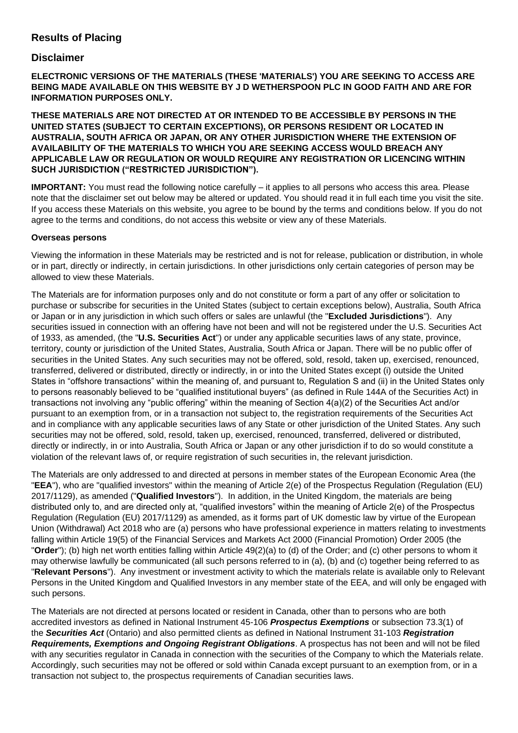## Results of Placing

## Disclaimer

**ELECTRONIC VERSIONS OF THE MATERIALS (THESE 'MATERIALS') YOU ARE SEEKING TO ACCESS ARE BEING MADE AVAILABLE ON THIS WEBSITE BY J D WETHERSPOON PLC IN GOOD FAITH AND ARE FOR INFORMATION PURPOSES ONLY.**

**THESE MATERIALS ARE NOT DIRECTED AT OR INTENDED TO BE ACCESSIBLE BY PERSONS IN THE UNITED STATES (SUBJECT TO CERTAIN EXCEPTIONS), OR PERSONS RESIDENT OR LOCATED IN AUSTRALIA, SOUTH AFRICA OR JAPAN, OR ANY OTHER JURISDICTION WHERE THE EXTENSION OF AVAILABILITY OF THE MATERIALS TO WHICH YOU ARE SEEKING ACCESS WOULD BREACH ANY APPLICABLE LAW OR REGULATION OR WOULD REQUIRE ANY REGISTRATION OR LICENCING WITHIN SUCH JURISDICTION ("RESTRICTED JURISDICTION").**

**IMPORTANT:** You must read the following notice carefully – it applies to all persons who access this area. Please note that the disclaimer set out below may be altered or updated. You should read it in full each time you visit the site. If you access these Materials on this website, you agree to be bound by the terms and conditions below. If you do not agree to the terms and conditions, do not access this website or view any of these Materials.

**Overseas persons**

Viewing the information in these Materials may be restricted and is not for release, publication or distribution, in whole or in part, directly or indirectly, in certain jurisdictions. In other jurisdictions only certain categories of person may be allowed to view these Materials.

The Materials are for information purposes only and do not constitute or form a part of any offer or solicitation to purchase or subscribe for securities in the United States (subject to certain exceptions below), Australia, South Africa or Japan or in any jurisdiction in which such offers or sales are unlawful (the "**Excluded Jurisdictions**"). Any securities issued in connection with an offering have not been and will not be registered under the U.S. Securities Act of 1933, as amended, (the "**U.S. Securities Act**") or under any applicable securities laws of any state, province, territory, county or jurisdiction of the United States, Australia, South Africa or Japan. There will be no public offer of securities in the United States. Any such securities may not be offered, sold, resold, taken up, exercised, renounced, transferred, delivered or distributed, directly or indirectly, in or into the United States except (i) outside the United States in "offshore transactions" within the meaning of, and pursuant to, Regulation S and (ii) in the United States only to persons reasonably believed to be "qualified institutional buyers" (as defined in Rule 144A of the Securities Act) in transactions not involving any "public offering" within the meaning of Section 4(a)(2) of the Securities Act and/or pursuant to an exemption from, or in a transaction not subject to, the registration requirements of the Securities Act and in compliance with any applicable securities laws of any State or other jurisdiction of the United States. Any such securities may not be offered, sold, resold, taken up, exercised, renounced, transferred, delivered or distributed, directly or indirectly, in or into Australia, South Africa or Japan or any other jurisdiction if to do so would constitute a violation of the relevant laws of, or require registration of such securities in, the relevant jurisdiction.

The Materials are only addressed to and directed at persons in member states of the European Economic Area (the "**EEA**"), who are "qualified investors" within the meaning of Article 2(e) of the Prospectus Regulation (Regulation (EU) 2017/1129), as amended ("**Qualified Investors**"). In addition, in the United Kingdom, the materials are being distributed only to, and are directed only at, "qualified investors" within the meaning of Article 2(e) of the Prospectus Regulation (Regulation (EU) 2017/1129) as amended, as it forms part of UK domestic law by virtue of the European Union (Withdrawal) Act 2018 who are (a) persons who have professional experience in matters relating to investments falling within Article 19(5) of the Financial Services and Markets Act 2000 (Financial Promotion) Order 2005 (the "**Order**"); (b) high net worth entities falling within Article 49(2)(a) to (d) of the Order; and (c) other persons to whom it may otherwise lawfully be communicated (all such persons referred to in (a), (b) and (c) together being referred to as "**Relevant Persons**"). Any investment or investment activity to which the materials relate is available only to Relevant Persons in the United Kingdom and Qualified Investors in any member state of the EEA, and will only be engaged with such persons.

The Materials are not directed at persons located or resident in Canada, other than to persons who are both accredited investors as defined in National Instrument 45-106 ***Prospectus Exemptions*** or subsection 73.3(1) of the ***Securities Act*** (Ontario) and also permitted clients as defined in National Instrument 31-103 ***Registration Requirements, Exemptions and Ongoing Registrant Obligations***. A prospectus has not been and will not be filed with any securities regulator in Canada in connection with the securities of the Company to which the Materials relate. Accordingly, such securities may not be offered or sold within Canada except pursuant to an exemption from, or in a transaction not subject to, the prospectus requirements of Canadian securities laws.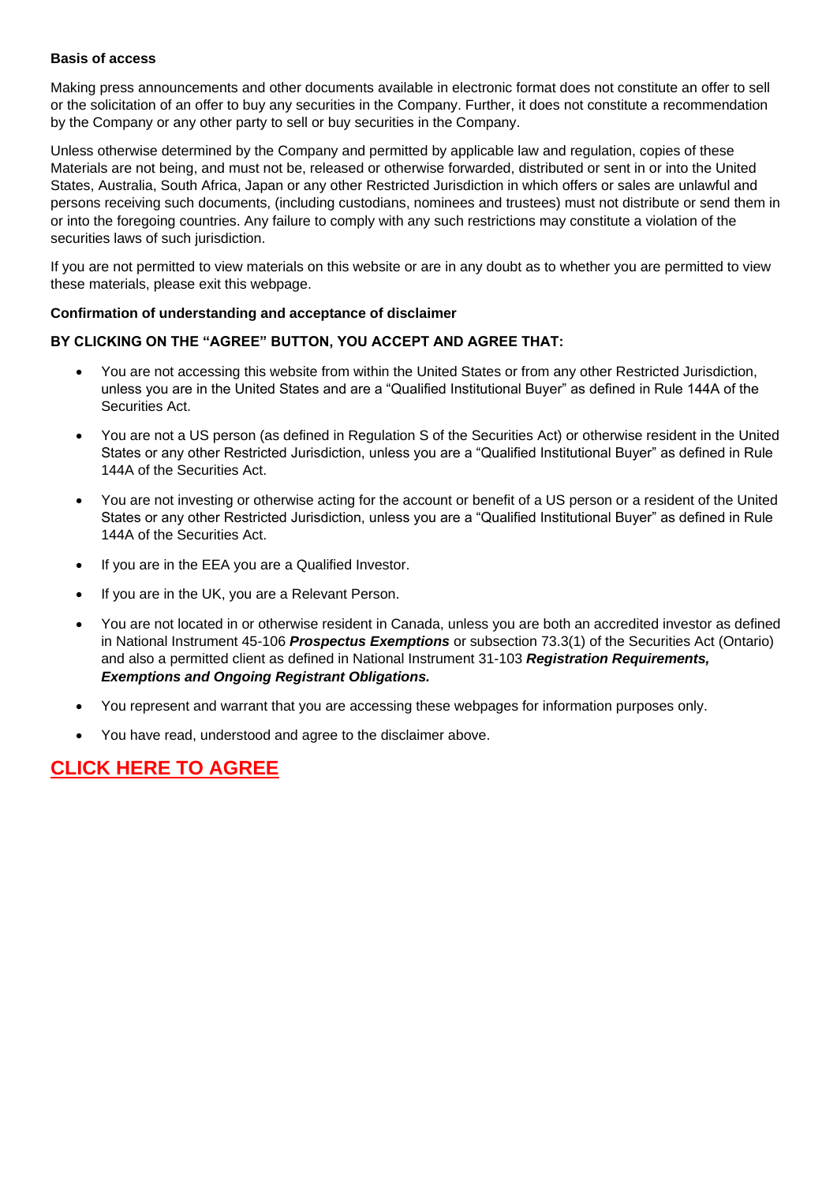**Basis of access**

Making press announcements and other documents available in electronic format does not constitute an offer to sell or the solicitation of an offer to buy any securities in the Company. Further, it does not constitute a recommendation by the Company or any other party to sell or buy securities in the Company.

Unless otherwise determined by the Company and permitted by applicable law and regulation, copies of these Materials are not being, and must not be, released or otherwise forwarded, distributed or sent in or into the United States, Australia, South Africa, Japan or any other Restricted Jurisdiction in which offers or sales are unlawful and persons receiving such documents, (including custodians, nominees and trustees) must not distribute or send them in or into the foregoing countries. Any failure to comply with any such restrictions may constitute a violation of the securities laws of such jurisdiction.

If you are not permitted to view materials on this website or are in any doubt as to whether you are permitted to view these materials, please exit this webpage.

**Confirmation of understanding and acceptance of disclaimer**

**BY CLICKING ON THE "AGREE" BUTTON, YOU ACCEPT AND AGREE THAT:**

- You are not accessing this website from within the United States or from any other Restricted Jurisdiction, unless you are in the United States and are a "Qualified Institutional Buyer" as defined in Rule 144A of the Securities Act.
- You are not a US person (as defined in Regulation S of the Securities Act) or otherwise resident in the United States or any other Restricted Jurisdiction, unless you are a "Qualified Institutional Buyer" as defined in Rule 144A of the Securities Act.
- You are not investing or otherwise acting for the account or benefit of a US person or a resident of the United States or any other Restricted Jurisdiction, unless you are a "Qualified Institutional Buyer" as defined in Rule 144A of the Securities Act.
- If you are in the EEA you are a Qualified Investor.
- If you are in the UK, you are a Relevant Person.
- You are not located in or otherwise resident in Canada, unless you are both an accredited investor as defined in National Instrument 45-106 ***Prospectus Exemptions*** or subsection 73.3(1) of the Securities Act (Ontario) and also a permitted client as defined in National Instrument 31-103 ***Registration Requirements, Exemptions and Ongoing Registrant Obligations.***
- You represent and warrant that you are accessing these webpages for information purposes only.
- You have read, understood and agree to the disclaimer above.

**CLICK HERE TO AGREE**